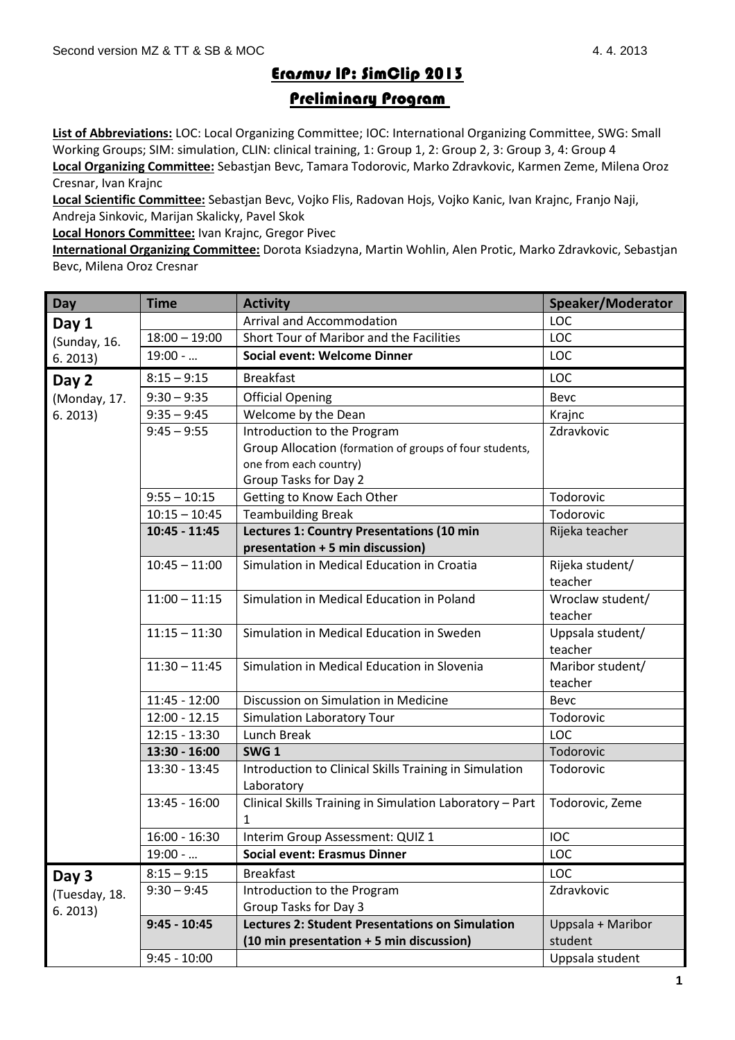Second version MZ & TT & SB & MOC 4. 4. 2013

# Erasmus IP: SimClip 2013

## Preliminary Program

**List of Abbreviations:** LOC: Local Organizing Committee; IOC: International Organizing Committee, SWG: Small Working Groups; SIM: simulation, CLIN: clinical training, 1: Group 1, 2: Group 2, 3: Group 3, 4: Group 4

**Local Organizing Committee:** Sebastjan Bevc, Tamara Todorovic, Marko Zdravkovic, Karmen Zeme, Milena Oroz Cresnar, Ivan Krajnc

**Local Scientific Committee:** Sebastjan Bevc, Vojko Flis, Radovan Hojs, Vojko Kanic, Ivan Krajnc, Franjo Naji, Andreja Sinkovic, Marijan Skalicky, Pavel Skok

**Local Honors Committee:** Ivan Krajnc, Gregor Pivec

**International Organizing Committee:** Dorota Ksiadzyna, Martin Wohlin, Alen Protic, Marko Zdravkovic, Sebastjan Bevc, Milena Oroz Cresnar

| Day | Time | Activity | Speaker/Moderator |
|---|---|---|---|
| **Day 1** (Sunday, 16. 6. 2013) | | Arrival and Accommodation | LOC |
| | 18:00 – 19:00 | Short Tour of Maribor and the Facilities | LOC |
| | 19:00 - … | **Social event: Welcome Dinner** | LOC |
| **Day 2** (Monday, 17. 6. 2013) | 8:15 – 9:15 | Breakfast | LOC |
| | 9:30 – 9:35 | Official Opening | Bevc |
| | 9:35 – 9:45 | Welcome by the Dean | Krajnc |
| | 9:45 – 9:55 | Introduction to the Program<br>Group Allocation (formation of groups of four students, one from each country)<br>Group Tasks for Day 2 | Zdravkovic |
| | 9:55 – 10:15 | Getting to Know Each Other | Todorovic |
| | 10:15 – 10:45 | Teambuilding Break | Todorovic |
| | **10:45 - 11:45** | **Lectures 1: Country Presentations (10 min presentation + 5 min discussion)** | Rijeka teacher |
| | 10:45 – 11:00 | Simulation in Medical Education in Croatia | Rijeka student/ teacher |
| | 11:00 – 11:15 | Simulation in Medical Education in Poland | Wroclaw student/ teacher |
| | 11:15 – 11:30 | Simulation in Medical Education in Sweden | Uppsala student/ teacher |
| | 11:30 – 11:45 | Simulation in Medical Education in Slovenia | Maribor student/ teacher |
| | 11:45 - 12:00 | Discussion on Simulation in Medicine | Bevc |
| | 12:00 - 12.15 | Simulation Laboratory Tour | Todorovic |
| | 12:15 - 13:30 | Lunch Break | LOC |
| | **13:30 - 16:00** | **SWG 1** | Todorovic |
| | 13:30 - 13:45 | Introduction to Clinical Skills Training in Simulation Laboratory | Todorovic |
| | 13:45 - 16:00 | Clinical Skills Training in Simulation Laboratory – Part 1 | Todorovic, Zeme |
| | 16:00 - 16:30 | Interim Group Assessment: QUIZ 1 | IOC |
| | 19:00 - … | **Social event: Erasmus Dinner** | LOC |
| **Day 3** (Tuesday, 18. 6. 2013) | 8:15 – 9:15 | Breakfast | LOC |
| | 9:30 – 9:45 | Introduction to the Program<br>Group Tasks for Day 3 | Zdravkovic |
| | **9:45 - 10:45** | **Lectures 2: Student Presentations on Simulation (10 min presentation + 5 min discussion)** | Uppsala + Maribor student |
| | 9:45 - 10:00 | | Uppsala student |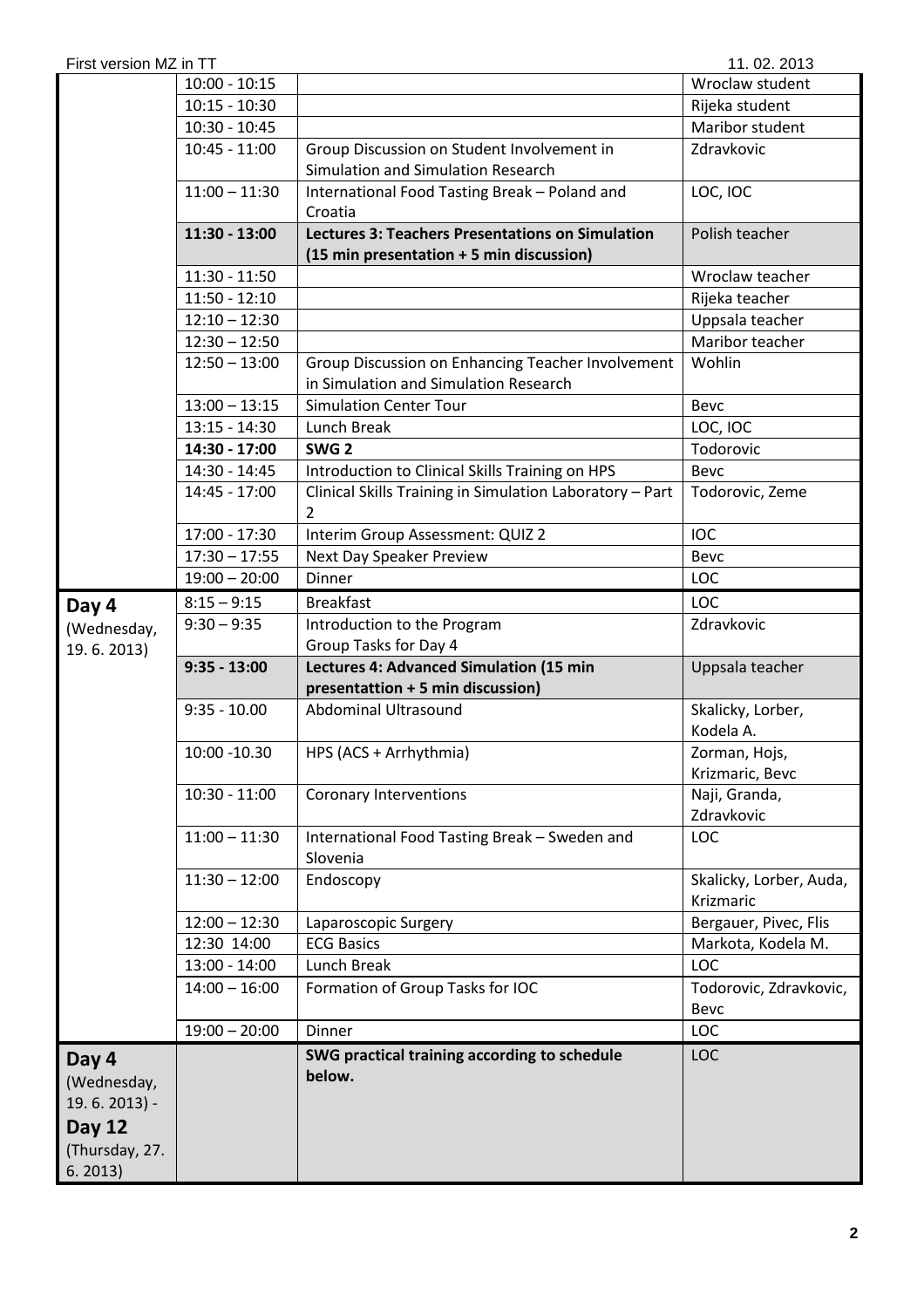| | | | |
|---|---|---|---|
| | 10:00 - 10:15 | | Wroclaw student |
| | 10:15 - 10:30 | | Rijeka student |
| | 10:30 - 10:45 | | Maribor student |
| | 10:45 - 11:00 | Group Discussion on Student Involvement in Simulation and Simulation Research | Zdravkovic |
| | 11:00 – 11:30 | International Food Tasting Break – Poland and Croatia | LOC, IOC |
| | **11:30 - 13:00** | **Lectures 3: Teachers Presentations on Simulation (15 min presentation + 5 min discussion)** | Polish teacher |
| | 11:30 - 11:50 | | Wroclaw teacher |
| | 11:50 - 12:10 | | Rijeka teacher |
| | 12:10 – 12:30 | | Uppsala teacher |
| | 12:30 – 12:50 | | Maribor teacher |
| | 12:50 – 13:00 | Group Discussion on Enhancing Teacher Involvement in Simulation and Simulation Research | Wohlin |
| | 13:00 – 13:15 | Simulation Center Tour | Bevc |
| | 13:15 - 14:30 | Lunch Break | LOC, IOC |
| | **14:30 - 17:00** | **SWG 2** | Todorovic |
| | 14:30 - 14:45 | Introduction to Clinical Skills Training on HPS | Bevc |
| | 14:45 - 17:00 | Clinical Skills Training in Simulation Laboratory – Part 2 | Todorovic, Zeme |
| | 17:00 - 17:30 | Interim Group Assessment: QUIZ 2 | IOC |
| | 17:30 – 17:55 | Next Day Speaker Preview | Bevc |
| | 19:00 – 20:00 | Dinner | LOC |
| **Day 4** (Wednesday, 19. 6. 2013) | 8:15 – 9:15 | Breakfast | LOC |
| | 9:30 – 9:35 | Introduction to the Program Group Tasks for Day 4 | Zdravkovic |
| | **9:35 - 13:00** | **Lectures 4: Advanced Simulation (15 min presentattion + 5 min discussion)** | Uppsala teacher |
| | 9:35 - 10.00 | Abdominal Ultrasound | Skalicky, Lorber, Kodela A. |
| | 10:00 -10.30 | HPS (ACS + Arrhythmia) | Zorman, Hojs, Krizmaric, Bevc |
| | 10:30 - 11:00 | Coronary Interventions | Naji, Granda, Zdravkovic |
| | 11:00 – 11:30 | International Food Tasting Break – Sweden and Slovenia | LOC |
| | 11:30 – 12:00 | Endoscopy | Skalicky, Lorber, Auda, Krizmaric |
| | 12:00 – 12:30 | Laparoscopic Surgery | Bergauer, Pivec, Flis |
| | 12:30 14:00 | ECG Basics | Markota, Kodela M. |
| | 13:00 - 14:00 | Lunch Break | LOC |
| | 14:00 – 16:00 | Formation of Group Tasks for IOC | Todorovic, Zdravkovic, Bevc |
| | 19:00 – 20:00 | Dinner | LOC |
| **Day 4** (Wednesday, 19. 6. 2013) - **Day 12** (Thursday, 27. 6. 2013) | | **SWG practical training according to schedule below.** | LOC |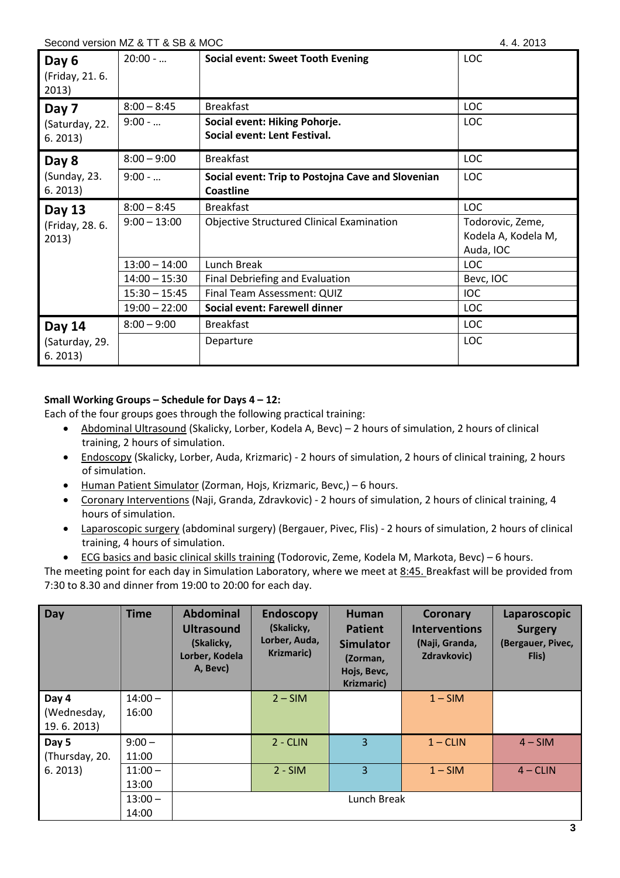| Day | Time | Activity | Responsible |
|---|---|---|---|
| **Day 6** (Friday, 21. 6. 2013) | 20:00 - … | **Social event: Sweet Tooth Evening** | LOC |
| **Day 7** (Saturday, 22. 6. 2013) | 8:00 – 8:45 | Breakfast | LOC |
| | 9:00 - … | **Social event: Hiking Pohorje.** **Social event: Lent Festival.** | LOC |
| **Day 8** (Sunday, 23. 6. 2013) | 8:00 – 9:00 | Breakfast | LOC |
| | 9:00 - … | **Social event: Trip to Postojna Cave and Slovenian Coastline** | LOC |
| **Day 13** (Friday, 28. 6. 2013) | 8:00 – 8:45 | Breakfast | LOC |
| | 9:00 – 13:00 | Objective Structured Clinical Examination | Todorovic, Zeme, Kodela A, Kodela M, Auda, IOC |
| | 13:00 – 14:00 | Lunch Break | LOC |
| | 14:00 – 15:30 | Final Debriefing and Evaluation | Bevc, IOC |
| | 15:30 – 15:45 | Final Team Assessment: QUIZ | IOC |
| | 19:00 – 22:00 | **Social event: Farewell dinner** | LOC |
| **Day 14** (Saturday, 29. 6. 2013) | 8:00 – 9:00 | Breakfast | LOC |
| | | Departure | LOC |

**Small Working Groups – Schedule for Days 4 – 12:**

Each of the four groups goes through the following practical training:

- Abdominal Ultrasound (Skalicky, Lorber, Kodela A, Bevc) – 2 hours of simulation, 2 hours of clinical training, 2 hours of simulation.
- Endoscopy (Skalicky, Lorber, Auda, Krizmaric) - 2 hours of simulation, 2 hours of clinical training, 2 hours of simulation.
- Human Patient Simulator (Zorman, Hojs, Krizmaric, Bevc,) – 6 hours.
- Coronary Interventions (Naji, Granda, Zdravkovic) - 2 hours of simulation, 2 hours of clinical training, 4 hours of simulation.
- Laparoscopic surgery (abdominal surgery) (Bergauer, Pivec, Flis) - 2 hours of simulation, 2 hours of clinical training, 4 hours of simulation.
- ECG basics and basic clinical skills training (Todorovic, Zeme, Kodela M, Markota, Bevc) – 6 hours.

The meeting point for each day in Simulation Laboratory, where we meet at 8:45. Breakfast will be provided from 7:30 to 8.30 and dinner from 19:00 to 20:00 for each day.

| Day | Time | Abdominal Ultrasound (Skalicky, Lorber, Kodela A, Bevc) | Endoscopy (Skalicky, Lorber, Auda, Krizmaric) | Human Patient Simulator (Zorman, Hojs, Bevc, Krizmaric) | Coronary Interventions (Naji, Granda, Zdravkovic) | Laparoscopic Surgery (Bergauer, Pivec, Flis) |
|---|---|---|---|---|---|---|
| Day 4 (Wednesday, 19. 6. 2013) | 14:00 – 16:00 | | 2 – SIM | | 1 – SIM | |
| Day 5 (Thursday, 20. 6. 2013) | 9:00 – 11:00 | | 2 - CLIN | 3 | 1 – CLIN | 4 – SIM |
| | 11:00 – 13:00 | | 2 - SIM | 3 | 1 – SIM | 4 – CLIN |
| | 13:00 – 14:00 | Lunch Break | | | | |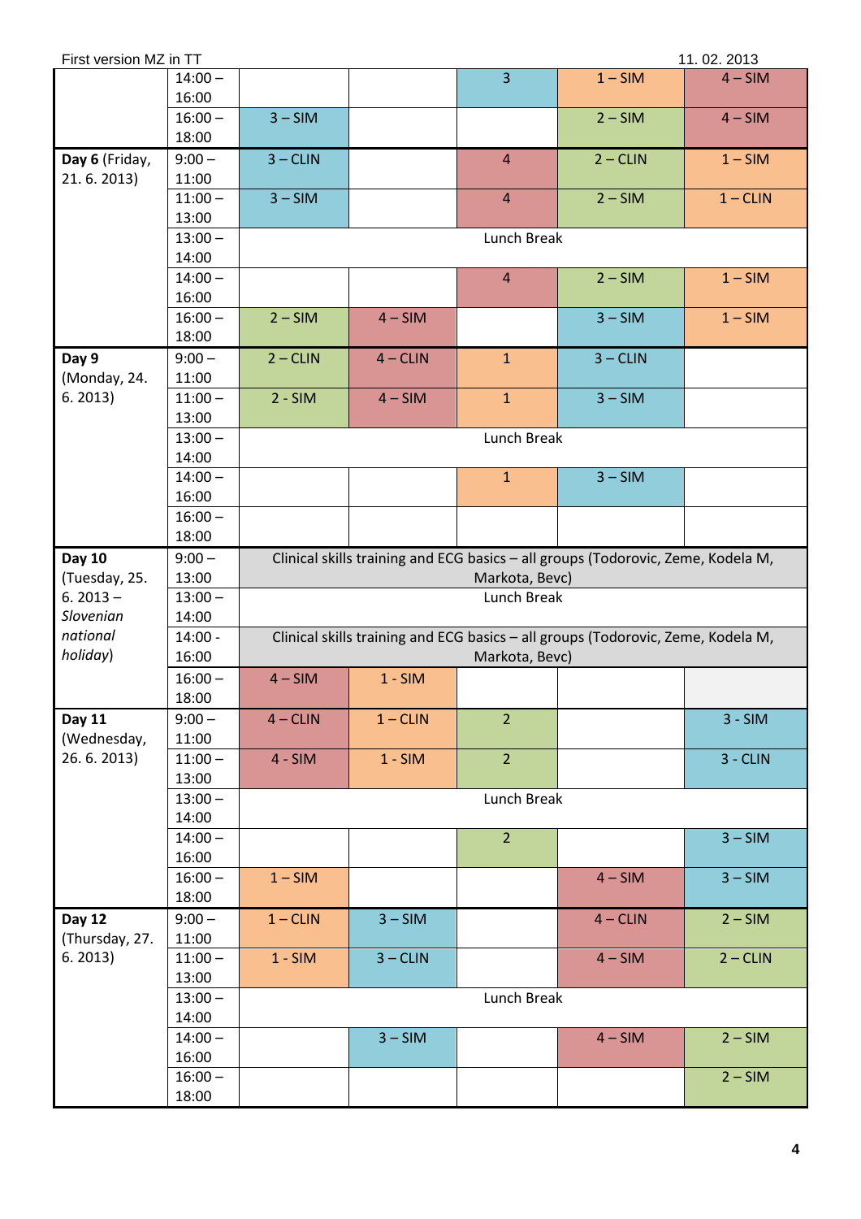First version MZ in TT 11. 02. 2013

| | | | | | | |
|---|---|---|---|---|---|---|
| | 14:00 – 16:00 | | | 3 | 1 – SIM | 4 – SIM |
| | 16:00 – 18:00 | 3 – SIM | | | 2 – SIM | 4 – SIM |
| **Day 6** (Friday, 21. 6. 2013) | 9:00 – 11:00 | 3 – CLIN | | 4 | 2 – CLIN | 1 – SIM |
| | 11:00 – 13:00 | 3 – SIM | | 4 | 2 – SIM | 1 – CLIN |
| | 13:00 – 14:00 | Lunch Break | | | | |
| | 14:00 – 16:00 | | | 4 | 2 – SIM | 1 – SIM |
| | 16:00 – 18:00 | 2 – SIM | 4 – SIM | | 3 – SIM | 1 – SIM |
| **Day 9** (Monday, 24. 6. 2013) | 9:00 – 11:00 | 2 – CLIN | 4 – CLIN | 1 | 3 – CLIN | |
| | 11:00 – 13:00 | 2 - SIM | 4 – SIM | 1 | 3 – SIM | |
| | 13:00 – 14:00 | Lunch Break | | | | |
| | 14:00 – 16:00 | | | 1 | 3 – SIM | |
| | 16:00 – 18:00 | | | | | |
| **Day 10** (Tuesday, 25. 6. 2013 – *Slovenian national holiday*) | 9:00 – 13:00 | Clinical skills training and ECG basics – all groups (Todorovic, Zeme, Kodela M, Markota, Bevc) | | | | |
| | 13:00 – 14:00 | Lunch Break | | | | |
| | 14:00 - 16:00 | Clinical skills training and ECG basics – all groups (Todorovic, Zeme, Kodela M, Markota, Bevc) | | | | |
| | 16:00 – 18:00 | 4 – SIM | 1 - SIM | | | |
| **Day 11** (Wednesday, 26. 6. 2013) | 9:00 – 11:00 | 4 – CLIN | 1 – CLIN | 2 | | 3 - SIM |
| | 11:00 – 13:00 | 4 - SIM | 1 - SIM | 2 | | 3 - CLIN |
| | 13:00 – 14:00 | Lunch Break | | | | |
| | 14:00 – 16:00 | | | 2 | | 3 – SIM |
| | 16:00 – 18:00 | 1 – SIM | | | 4 – SIM | 3 – SIM |
| **Day 12** (Thursday, 27. 6. 2013) | 9:00 – 11:00 | 1 – CLIN | 3 – SIM | | 4 – CLIN | 2 – SIM |
| | 11:00 – 13:00 | 1 - SIM | 3 – CLIN | | 4 – SIM | 2 – CLIN |
| | 13:00 – 14:00 | Lunch Break | | | | |
| | 14:00 – 16:00 | | 3 – SIM | | 4 – SIM | 2 – SIM |
| | 16:00 – 18:00 | | | | | 2 – SIM |